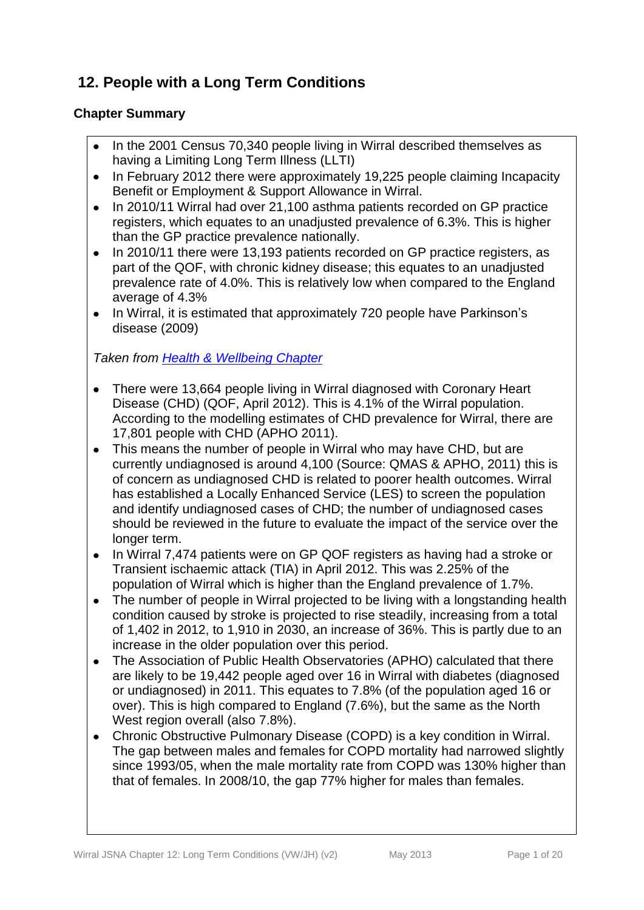# 12. People with a Long Term Conditions

### Chapter Summary

- In the 2001 Census 70,340 people living in Wirral described themselves as having a Limiting Long Term Illness (LLTI)
- In February 2012 there were approximately 19,225 people claiming Incapacity Benefit or Employment & Support Allowance in Wirral.
- In 2010/11 Wirral had over 21,100 asthma patients recorded on GP practice registers, which equates to an unadjusted prevalence of 6.3%. This is higher than the GP practice prevalence nationally.
- In 2010/11 there were 13,193 patients recorded on GP practice registers, as part of the QOF, with chronic kidney disease; this equates to an unadjusted prevalence rate of 4.0%. This is relatively low when compared to the England average of 4.3%
- In Wirral, it is estimated that approximately 720 people have Parkinson's disease (2009)

*Taken from [Health & Wellbeing Chapter]()*

- There were 13,664 people living in Wirral diagnosed with Coronary Heart Disease (CHD) (QOF, April 2012). This is 4.1% of the Wirral population. According to the modelling estimates of CHD prevalence for Wirral, there are 17,801 people with CHD (APHO 2011).
- This means the number of people in Wirral who may have CHD, but are currently undiagnosed is around 4,100 (Source: QMAS & APHO, 2011) this is of concern as undiagnosed CHD is related to poorer health outcomes. Wirral has established a Locally Enhanced Service (LES) to screen the population and identify undiagnosed cases of CHD; the number of undiagnosed cases should be reviewed in the future to evaluate the impact of the service over the longer term.
- In Wirral 7,474 patients were on GP QOF registers as having had a stroke or Transient ischaemic attack (TIA) in April 2012. This was 2.25% of the population of Wirral which is higher than the England prevalence of 1.7%.
- The number of people in Wirral projected to be living with a longstanding health condition caused by stroke is projected to rise steadily, increasing from a total of 1,402 in 2012, to 1,910 in 2030, an increase of 36%. This is partly due to an increase in the older population over this period.
- The Association of Public Health Observatories (APHO) calculated that there are likely to be 19,442 people aged over 16 in Wirral with diabetes (diagnosed or undiagnosed) in 2011. This equates to 7.8% (of the population aged 16 or over). This is high compared to England (7.6%), but the same as the North West region overall (also 7.8%).
- Chronic Obstructive Pulmonary Disease (COPD) is a key condition in Wirral. The gap between males and females for COPD mortality had narrowed slightly since 1993/05, when the male mortality rate from COPD was 130% higher than that of females. In 2008/10, the gap 77% higher for males than females.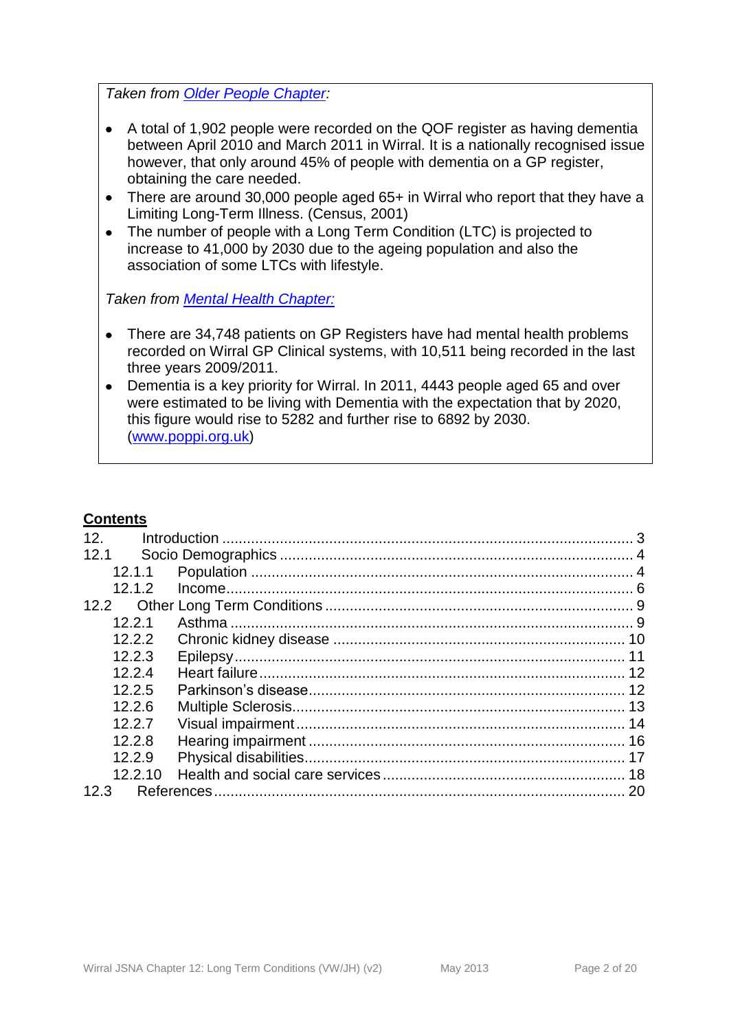*Taken from [Older People Chapter](Older People Chapter):*

- A total of 1,902 people were recorded on the QOF register as having dementia between April 2010 and March 2011 in Wirral. It is a nationally recognised issue however, that only around 45% of people with dementia on a GP register, obtaining the care needed.
- There are around 30,000 people aged 65+ in Wirral who report that they have a Limiting Long-Term Illness. (Census, 2001)
- The number of people with a Long Term Condition (LTC) is projected to increase to 41,000 by 2030 due to the ageing population and also the association of some LTCs with lifestyle.

*Taken from Mental Health Chapter:*

- There are 34,748 patients on GP Registers have had mental health problems recorded on Wirral GP Clinical systems, with 10,511 being recorded in the last three years 2009/2011.
- Dementia is a key priority for Wirral. In 2011, 4443 people aged 65 and over were estimated to be living with Dementia with the expectation that by 2020, this figure would rise to 5282 and further rise to 6892 by 2030. (www.poppi.org.uk)

**Contents**

12. Introduction ..... 3
12.1 Socio Demographics ..... 4
  12.1.1 Population ..... 4
  12.1.2 Income ..... 6
12.2 Other Long Term Conditions ..... 9
  12.2.1 Asthma ..... 9
  12.2.2 Chronic kidney disease ..... 10
  12.2.3 Epilepsy ..... 11
  12.2.4 Heart failure ..... 12
  12.2.5 Parkinson's disease ..... 12
  12.2.6 Multiple Sclerosis ..... 13
  12.2.7 Visual impairment ..... 14
  12.2.8 Hearing impairment ..... 16
  12.2.9 Physical disabilities ..... 17
  12.2.10 Health and social care services ..... 18
12.3 References ..... 20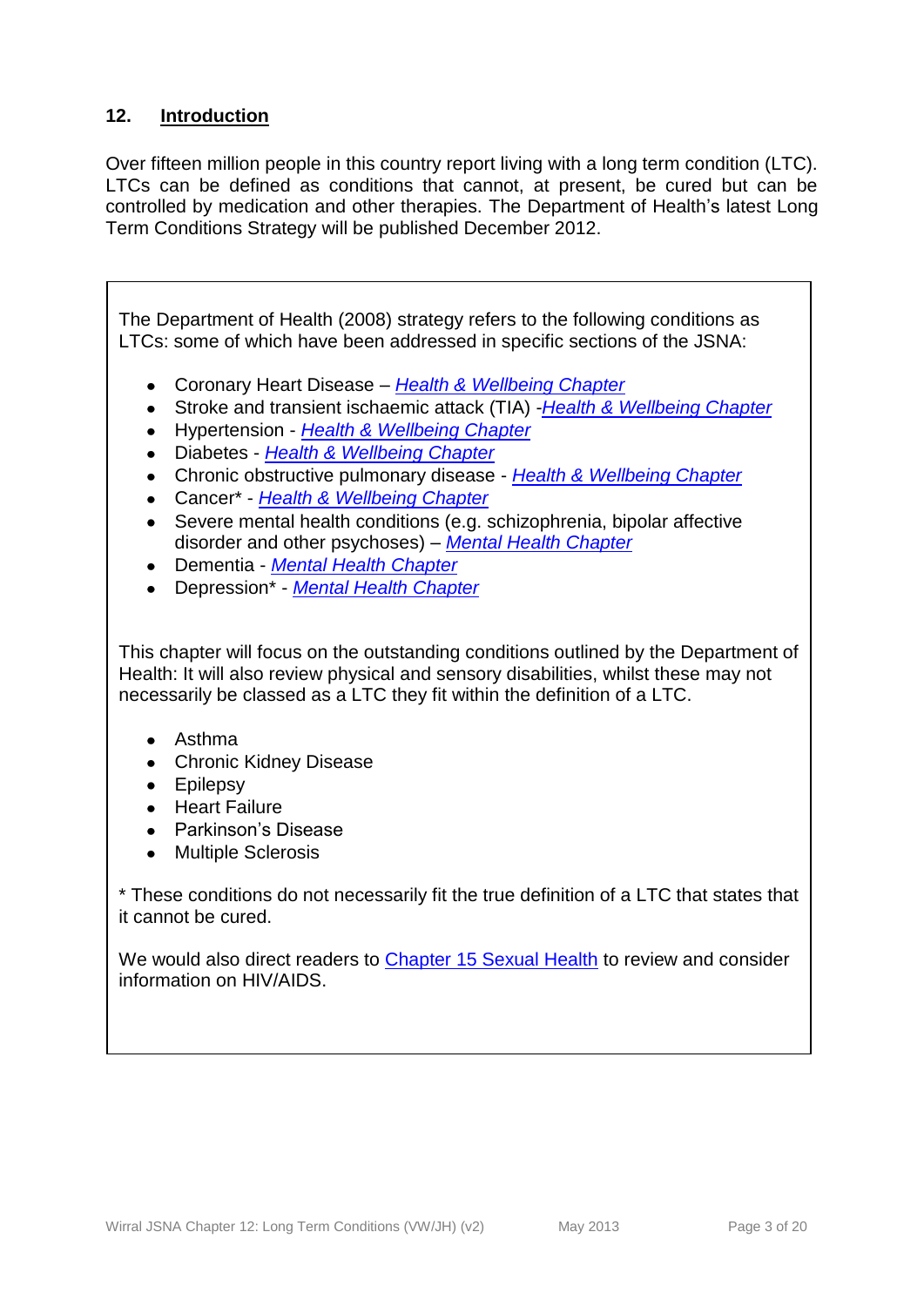## 12. Introduction

Over fifteen million people in this country report living with a long term condition (LTC). LTCs can be defined as conditions that cannot, at present, be cured but can be controlled by medication and other therapies. The Department of Health's latest Long Term Conditions Strategy will be published December 2012.

The Department of Health (2008) strategy refers to the following conditions as LTCs: some of which have been addressed in specific sections of the JSNA:

- Coronary Heart Disease – *Health & Wellbeing Chapter*
- Stroke and transient ischaemic attack (TIA) -*Health & Wellbeing Chapter*
- Hypertension - *Health & Wellbeing Chapter*
- Diabetes - *Health & Wellbeing Chapter*
- Chronic obstructive pulmonary disease - *Health & Wellbeing Chapter*
- Cancer* - *Health & Wellbeing Chapter*
- Severe mental health conditions (e.g. schizophrenia, bipolar affective disorder and other psychoses) – *Mental Health Chapter*
- Dementia - *Mental Health Chapter*
- Depression* - *Mental Health Chapter*

This chapter will focus on the outstanding conditions outlined by the Department of Health: It will also review physical and sensory disabilities, whilst these may not necessarily be classed as a LTC they fit within the definition of a LTC.

- Asthma
- Chronic Kidney Disease
- Epilepsy
- Heart Failure
- Parkinson's Disease
- Multiple Sclerosis

* These conditions do not necessarily fit the true definition of a LTC that states that it cannot be cured.

We would also direct readers to Chapter 15 Sexual Health to review and consider information on HIV/AIDS.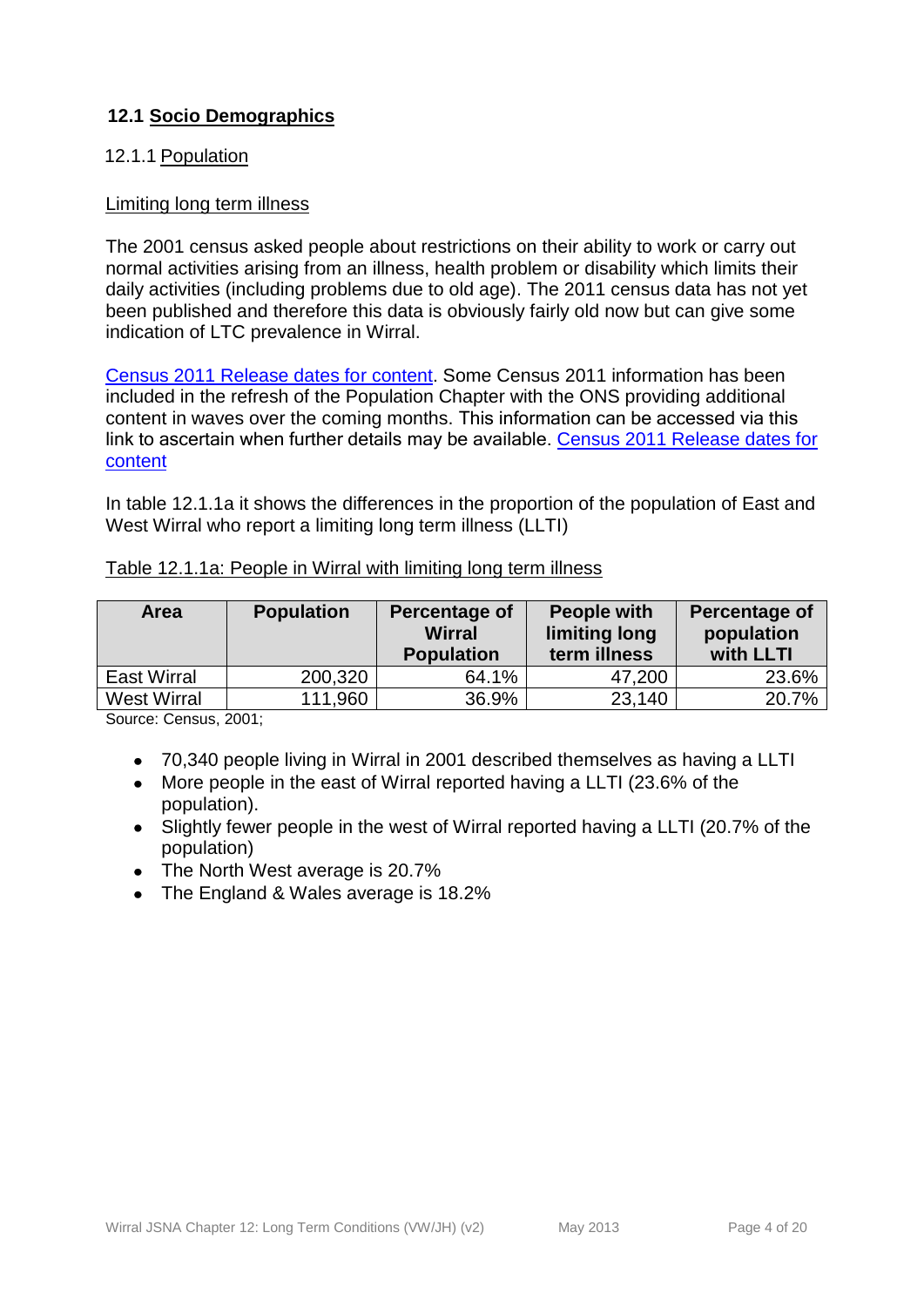## 12.1 Socio Demographics

### 12.1.1 Population

#### Limiting long term illness

The 2001 census asked people about restrictions on their ability to work or carry out normal activities arising from an illness, health problem or disability which limits their daily activities (including problems due to old age). The 2011 census data has not yet been published and therefore this data is obviously fairly old now but can give some indication of LTC prevalence in Wirral.

Census 2011 Release dates for content. Some Census 2011 information has been included in the refresh of the Population Chapter with the ONS providing additional content in waves over the coming months. This information can be accessed via this link to ascertain when further details may be available. Census 2011 Release dates for content

In table 12.1.1a it shows the differences in the proportion of the population of East and West Wirral who report a limiting long term illness (LLTI)

Table 12.1.1a: People in Wirral with limiting long term illness

| Area | Population | Percentage of Wirral Population | People with limiting long term illness | Percentage of population with LLTI |
|---|---|---|---|---|
| East Wirral | 200,320 | 64.1% | 47,200 | 23.6% |
| West Wirral | 111,960 | 36.9% | 23,140 | 20.7% |

Source: Census, 2001;

- 70,340 people living in Wirral in 2001 described themselves as having a LLTI
- More people in the east of Wirral reported having a LLTI (23.6% of the population).
- Slightly fewer people in the west of Wirral reported having a LLTI (20.7% of the population)
- The North West average is 20.7%
- The England & Wales average is 18.2%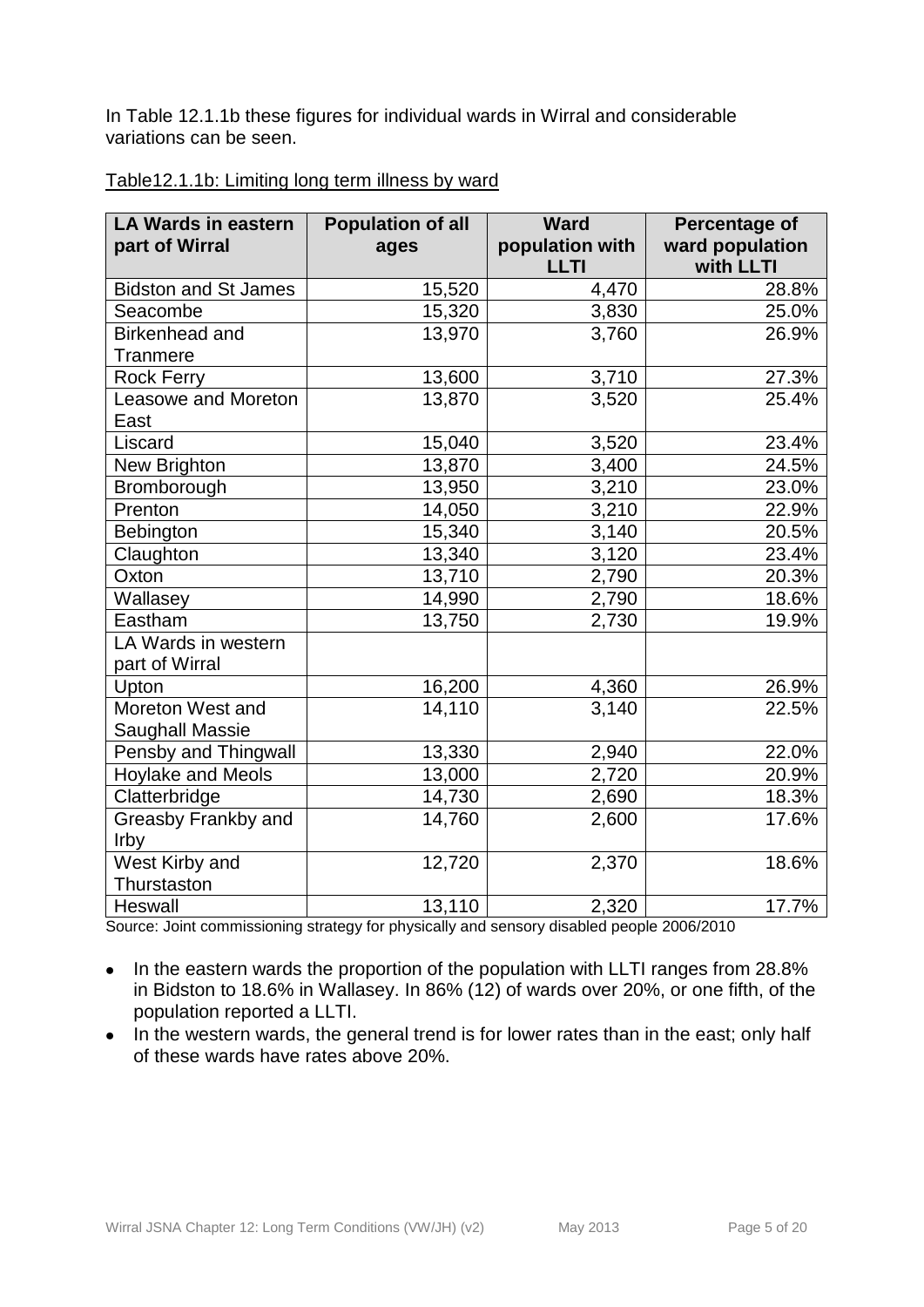In Table 12.1.1b these figures for individual wards in Wirral and considerable variations can be seen.

Table12.1.1b: Limiting long term illness by ward

| LA Wards in eastern part of Wirral | Population of all ages | Ward population with LLTI | Percentage of ward population with LLTI |
|---|---|---|---|
| Bidston and St James | 15,520 | 4,470 | 28.8% |
| Seacombe | 15,320 | 3,830 | 25.0% |
| Birkenhead and Tranmere | 13,970 | 3,760 | 26.9% |
| Rock Ferry | 13,600 | 3,710 | 27.3% |
| Leasowe and Moreton East | 13,870 | 3,520 | 25.4% |
| Liscard | 15,040 | 3,520 | 23.4% |
| New Brighton | 13,870 | 3,400 | 24.5% |
| Bromborough | 13,950 | 3,210 | 23.0% |
| Prenton | 14,050 | 3,210 | 22.9% |
| Bebington | 15,340 | 3,140 | 20.5% |
| Claughton | 13,340 | 3,120 | 23.4% |
| Oxton | 13,710 | 2,790 | 20.3% |
| Wallasey | 14,990 | 2,790 | 18.6% |
| Eastham | 13,750 | 2,730 | 19.9% |
| LA Wards in western part of Wirral | | | |
| Upton | 16,200 | 4,360 | 26.9% |
| Moreton West and Saughall Massie | 14,110 | 3,140 | 22.5% |
| Pensby and Thingwall | 13,330 | 2,940 | 22.0% |
| Hoylake and Meols | 13,000 | 2,720 | 20.9% |
| Clatterbridge | 14,730 | 2,690 | 18.3% |
| Greasby Frankby and Irby | 14,760 | 2,600 | 17.6% |
| West Kirby and Thurstaston | 12,720 | 2,370 | 18.6% |
| Heswall | 13,110 | 2,320 | 17.7% |

Source: Joint commissioning strategy for physically and sensory disabled people 2006/2010

- In the eastern wards the proportion of the population with LLTI ranges from 28.8% in Bidston to 18.6% in Wallasey. In 86% (12) of wards over 20%, or one fifth, of the population reported a LLTI.
- In the western wards, the general trend is for lower rates than in the east; only half of these wards have rates above 20%.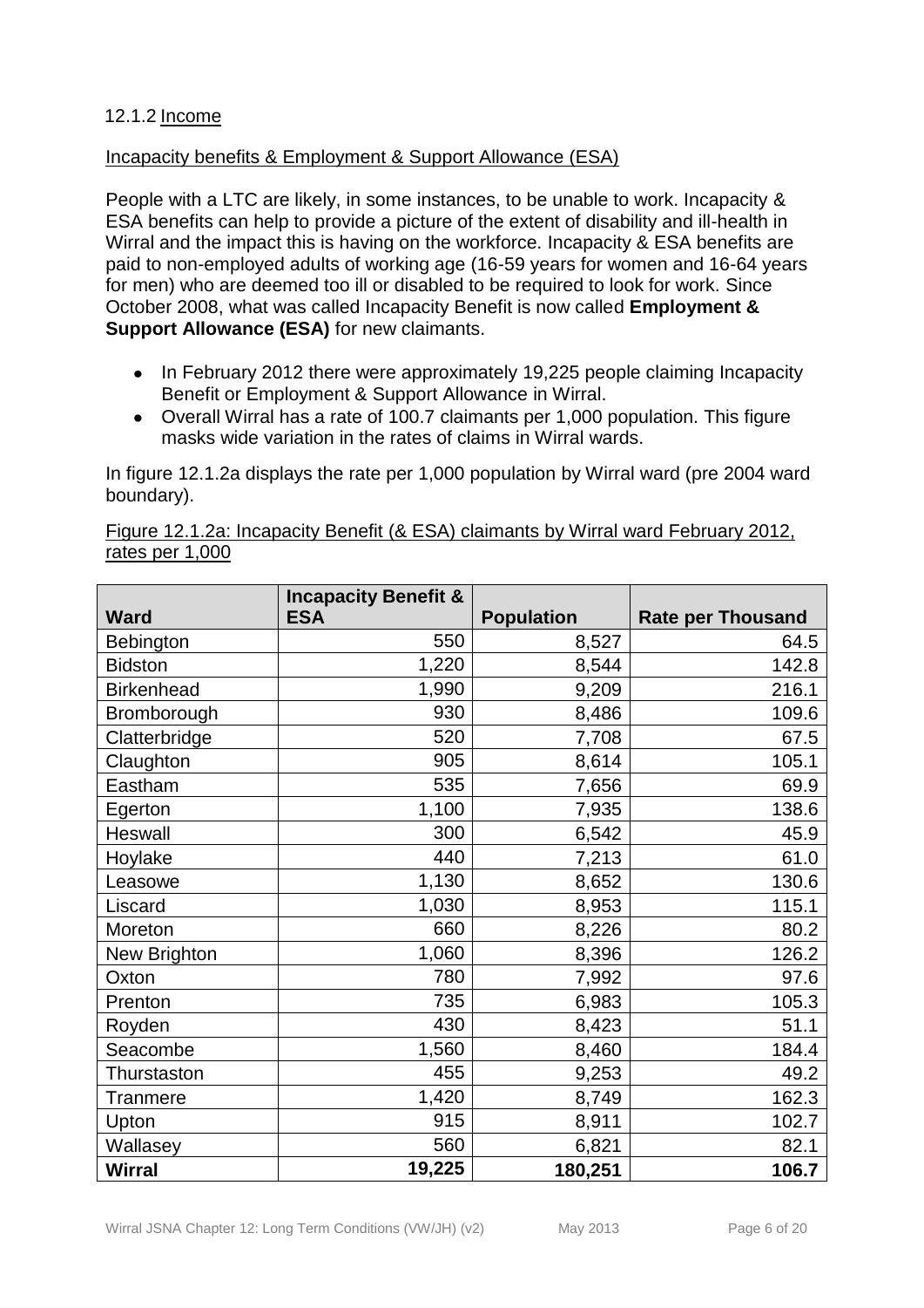12.1.2 Income

Incapacity benefits & Employment & Support Allowance (ESA)

People with a LTC are likely, in some instances, to be unable to work. Incapacity & ESA benefits can help to provide a picture of the extent of disability and ill-health in Wirral and the impact this is having on the workforce. Incapacity & ESA benefits are paid to non-employed adults of working age (16-59 years for women and 16-64 years for men) who are deemed too ill or disabled to be required to look for work. Since October 2008, what was called Incapacity Benefit is now called **Employment & Support Allowance (ESA)** for new claimants.

- In February 2012 there were approximately 19,225 people claiming Incapacity Benefit or Employment & Support Allowance in Wirral.
- Overall Wirral has a rate of 100.7 claimants per 1,000 population. This figure masks wide variation in the rates of claims in Wirral wards.

In figure 12.1.2a displays the rate per 1,000 population by Wirral ward (pre 2004 ward boundary).

Figure 12.1.2a: Incapacity Benefit (& ESA) claimants by Wirral ward February 2012, rates per 1,000

| Ward | Incapacity Benefit & ESA | Population | Rate per Thousand |
|---|---|---|---|
| Bebington | 550 | 8,527 | 64.5 |
| Bidston | 1,220 | 8,544 | 142.8 |
| Birkenhead | 1,990 | 9,209 | 216.1 |
| Bromborough | 930 | 8,486 | 109.6 |
| Clatterbridge | 520 | 7,708 | 67.5 |
| Claughton | 905 | 8,614 | 105.1 |
| Eastham | 535 | 7,656 | 69.9 |
| Egerton | 1,100 | 7,935 | 138.6 |
| Heswall | 300 | 6,542 | 45.9 |
| Hoylake | 440 | 7,213 | 61.0 |
| Leasowe | 1,130 | 8,652 | 130.6 |
| Liscard | 1,030 | 8,953 | 115.1 |
| Moreton | 660 | 8,226 | 80.2 |
| New Brighton | 1,060 | 8,396 | 126.2 |
| Oxton | 780 | 7,992 | 97.6 |
| Prenton | 735 | 6,983 | 105.3 |
| Royden | 430 | 8,423 | 51.1 |
| Seacombe | 1,560 | 8,460 | 184.4 |
| Thurstaston | 455 | 9,253 | 49.2 |
| Tranmere | 1,420 | 8,749 | 162.3 |
| Upton | 915 | 8,911 | 102.7 |
| Wallasey | 560 | 6,821 | 82.1 |
| **Wirral** | **19,225** | **180,251** | **106.7** |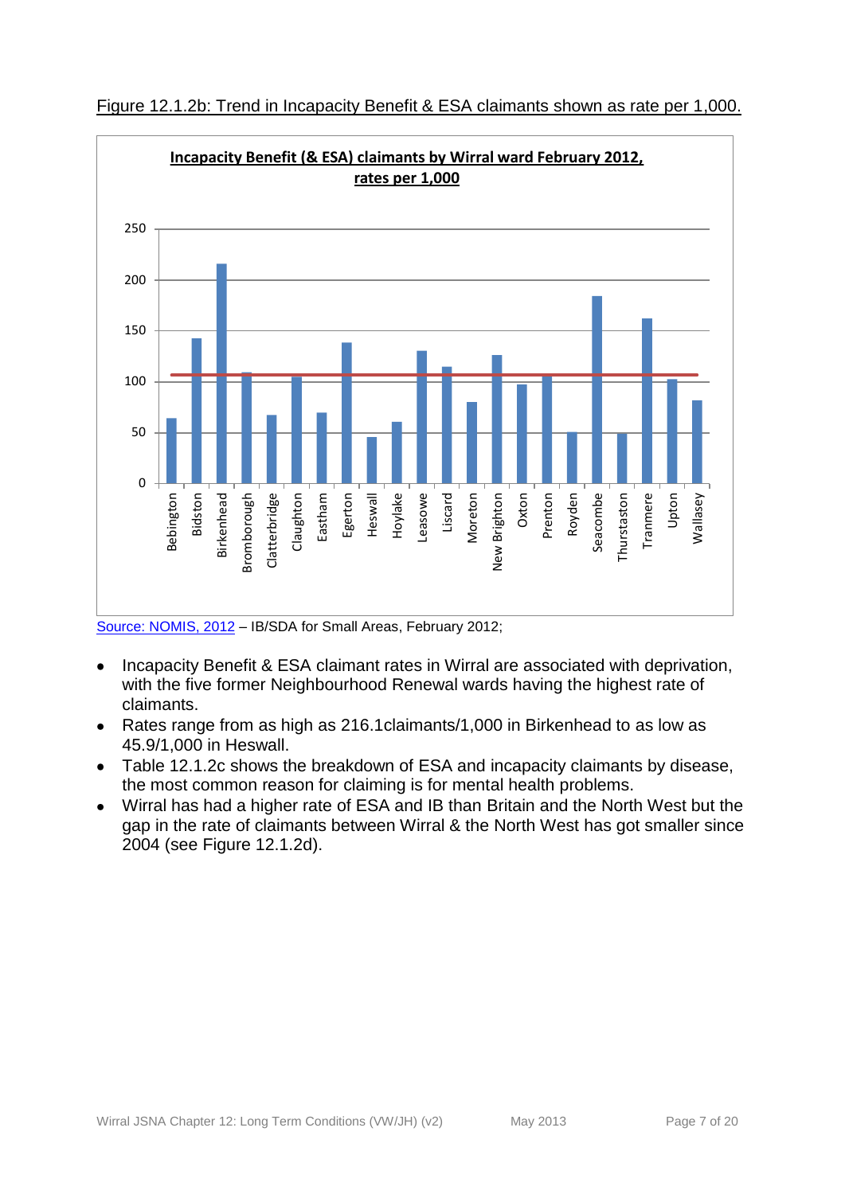Figure 12.1.2b: Trend in Incapacity Benefit & ESA claimants shown as rate per 1,000.

Source: NOMIS, 2012 – IB/SDA for Small Areas, February 2012;

- Incapacity Benefit & ESA claimant rates in Wirral are associated with deprivation, with the five former Neighbourhood Renewal wards having the highest rate of claimants.
- Rates range from as high as 216.1claimants/1,000 in Birkenhead to as low as 45.9/1,000 in Heswall.
- Table 12.1.2c shows the breakdown of ESA and incapacity claimants by disease, the most common reason for claiming is for mental health problems.
- Wirral has had a higher rate of ESA and IB than Britain and the North West but the gap in the rate of claimants between Wirral & the North West has got smaller since 2004 (see Figure 12.1.2d).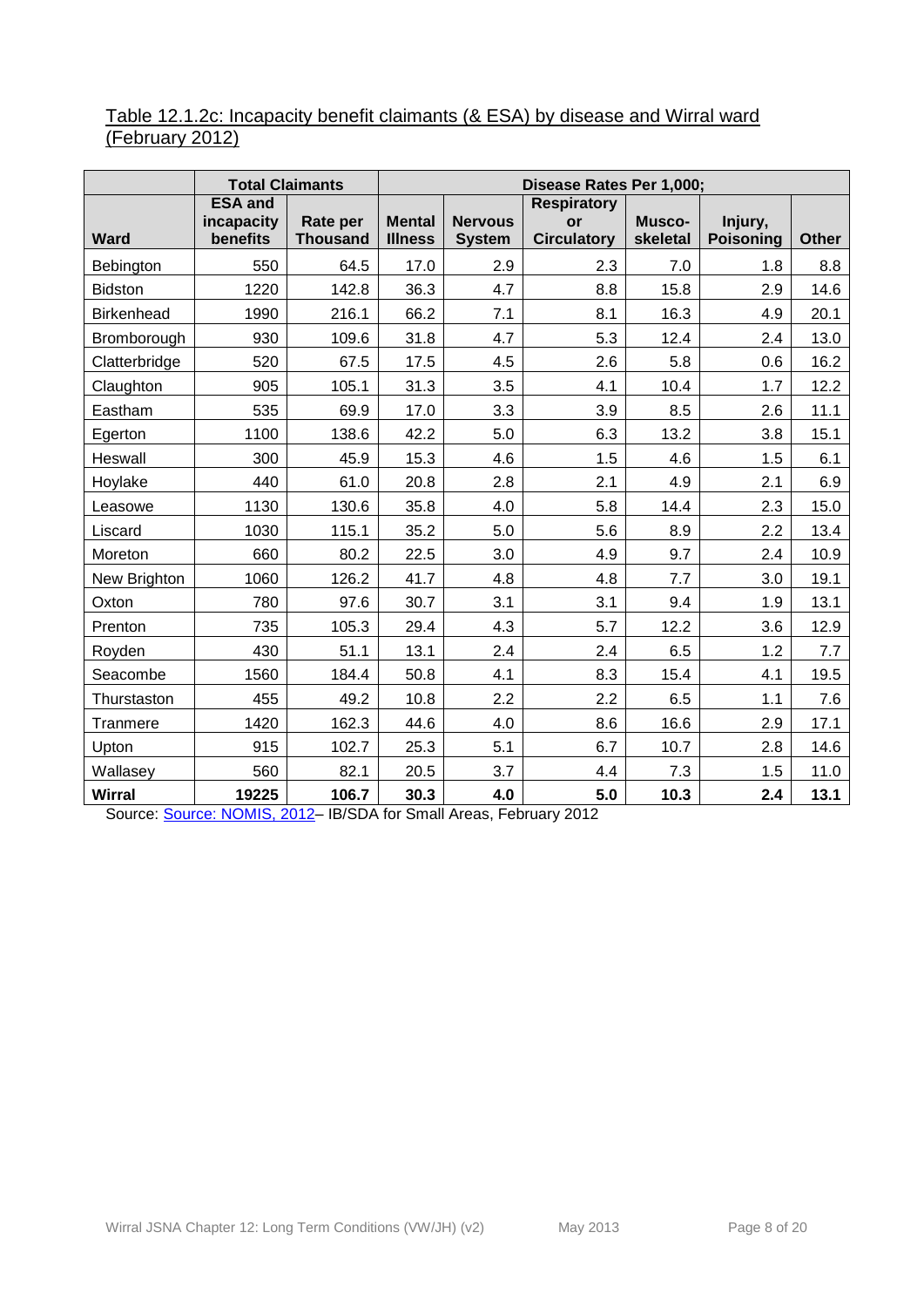Table 12.1.2c: Incapacity benefit claimants (& ESA) by disease and Wirral ward (February 2012)

| | Total Claimants | | Disease Rates Per 1,000; | | | | | |
|---|---|---|---|---|---|---|---|---|
| **Ward** | **ESA and incapacity benefits** | **Rate per Thousand** | **Mental Illness** | **Nervous System** | **Respiratory or Circulatory** | **Musco-skeletal** | **Injury, Poisoning** | **Other** |
| Bebington | 550 | 64.5 | 17.0 | 2.9 | 2.3 | 7.0 | 1.8 | 8.8 |
| Bidston | 1220 | 142.8 | 36.3 | 4.7 | 8.8 | 15.8 | 2.9 | 14.6 |
| Birkenhead | 1990 | 216.1 | 66.2 | 7.1 | 8.1 | 16.3 | 4.9 | 20.1 |
| Bromborough | 930 | 109.6 | 31.8 | 4.7 | 5.3 | 12.4 | 2.4 | 13.0 |
| Clatterbridge | 520 | 67.5 | 17.5 | 4.5 | 2.6 | 5.8 | 0.6 | 16.2 |
| Claughton | 905 | 105.1 | 31.3 | 3.5 | 4.1 | 10.4 | 1.7 | 12.2 |
| Eastham | 535 | 69.9 | 17.0 | 3.3 | 3.9 | 8.5 | 2.6 | 11.1 |
| Egerton | 1100 | 138.6 | 42.2 | 5.0 | 6.3 | 13.2 | 3.8 | 15.1 |
| Heswall | 300 | 45.9 | 15.3 | 4.6 | 1.5 | 4.6 | 1.5 | 6.1 |
| Hoylake | 440 | 61.0 | 20.8 | 2.8 | 2.1 | 4.9 | 2.1 | 6.9 |
| Leasowe | 1130 | 130.6 | 35.8 | 4.0 | 5.8 | 14.4 | 2.3 | 15.0 |
| Liscard | 1030 | 115.1 | 35.2 | 5.0 | 5.6 | 8.9 | 2.2 | 13.4 |
| Moreton | 660 | 80.2 | 22.5 | 3.0 | 4.9 | 9.7 | 2.4 | 10.9 |
| New Brighton | 1060 | 126.2 | 41.7 | 4.8 | 4.8 | 7.7 | 3.0 | 19.1 |
| Oxton | 780 | 97.6 | 30.7 | 3.1 | 3.1 | 9.4 | 1.9 | 13.1 |
| Prenton | 735 | 105.3 | 29.4 | 4.3 | 5.7 | 12.2 | 3.6 | 12.9 |
| Royden | 430 | 51.1 | 13.1 | 2.4 | 2.4 | 6.5 | 1.2 | 7.7 |
| Seacombe | 1560 | 184.4 | 50.8 | 4.1 | 8.3 | 15.4 | 4.1 | 19.5 |
| Thurstaston | 455 | 49.2 | 10.8 | 2.2 | 2.2 | 6.5 | 1.1 | 7.6 |
| Tranmere | 1420 | 162.3 | 44.6 | 4.0 | 8.6 | 16.6 | 2.9 | 17.1 |
| Upton | 915 | 102.7 | 25.3 | 5.1 | 6.7 | 10.7 | 2.8 | 14.6 |
| Wallasey | 560 | 82.1 | 20.5 | 3.7 | 4.4 | 7.3 | 1.5 | 11.0 |
| **Wirral** | **19225** | **106.7** | **30.3** | **4.0** | **5.0** | **10.3** | **2.4** | **13.1** |

Source: Source: NOMIS, 2012– IB/SDA for Small Areas, February 2012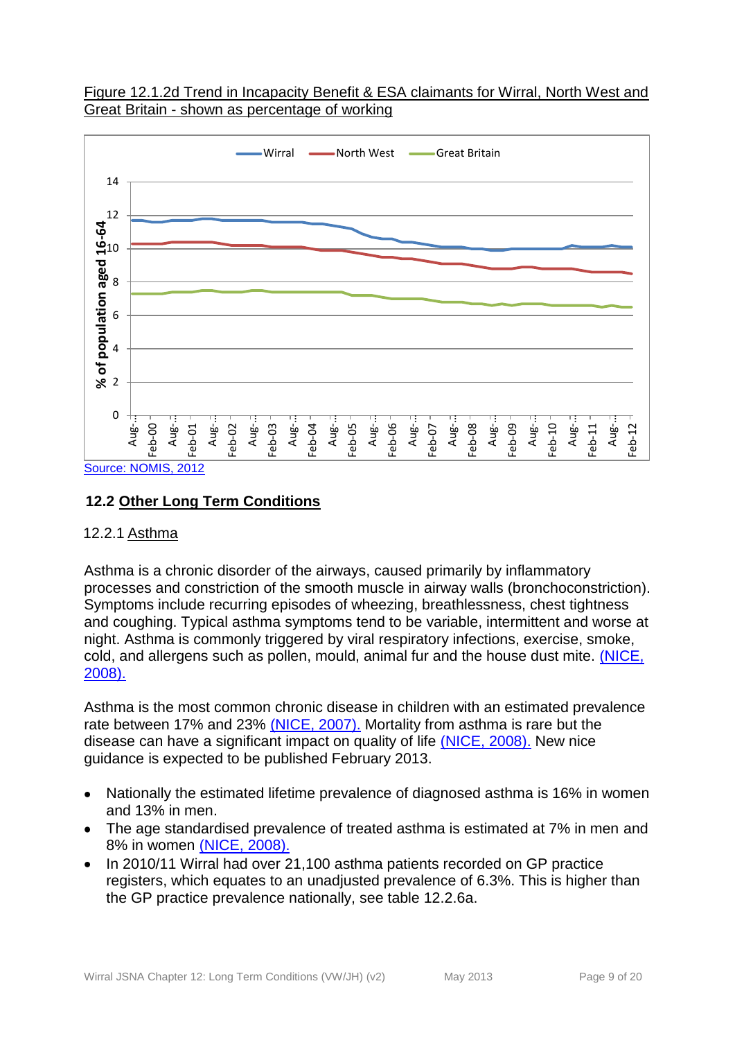Figure 12.1.2d Trend in Incapacity Benefit & ESA claimants for Wirral, North West and Great Britain - shown as percentage of working

Source: NOMIS, 2012

## 12.2 Other Long Term Conditions

### 12.2.1 Asthma

Asthma is a chronic disorder of the airways, caused primarily by inflammatory processes and constriction of the smooth muscle in airway walls (bronchoconstriction). Symptoms include recurring episodes of wheezing, breathlessness, chest tightness and coughing. Typical asthma symptoms tend to be variable, intermittent and worse at night. Asthma is commonly triggered by viral respiratory infections, exercise, smoke, cold, and allergens such as pollen, mould, animal fur and the house dust mite. (NICE, 2008).

Asthma is the most common chronic disease in children with an estimated prevalence rate between 17% and 23% (NICE, 2007). Mortality from asthma is rare but the disease can have a significant impact on quality of life (NICE, 2008). New nice guidance is expected to be published February 2013.

- Nationally the estimated lifetime prevalence of diagnosed asthma is 16% in women and 13% in men.
- The age standardised prevalence of treated asthma is estimated at 7% in men and 8% in women (NICE, 2008).
- In 2010/11 Wirral had over 21,100 asthma patients recorded on GP practice registers, which equates to an unadjusted prevalence of 6.3%. This is higher than the GP practice prevalence nationally, see table 12.2.6a.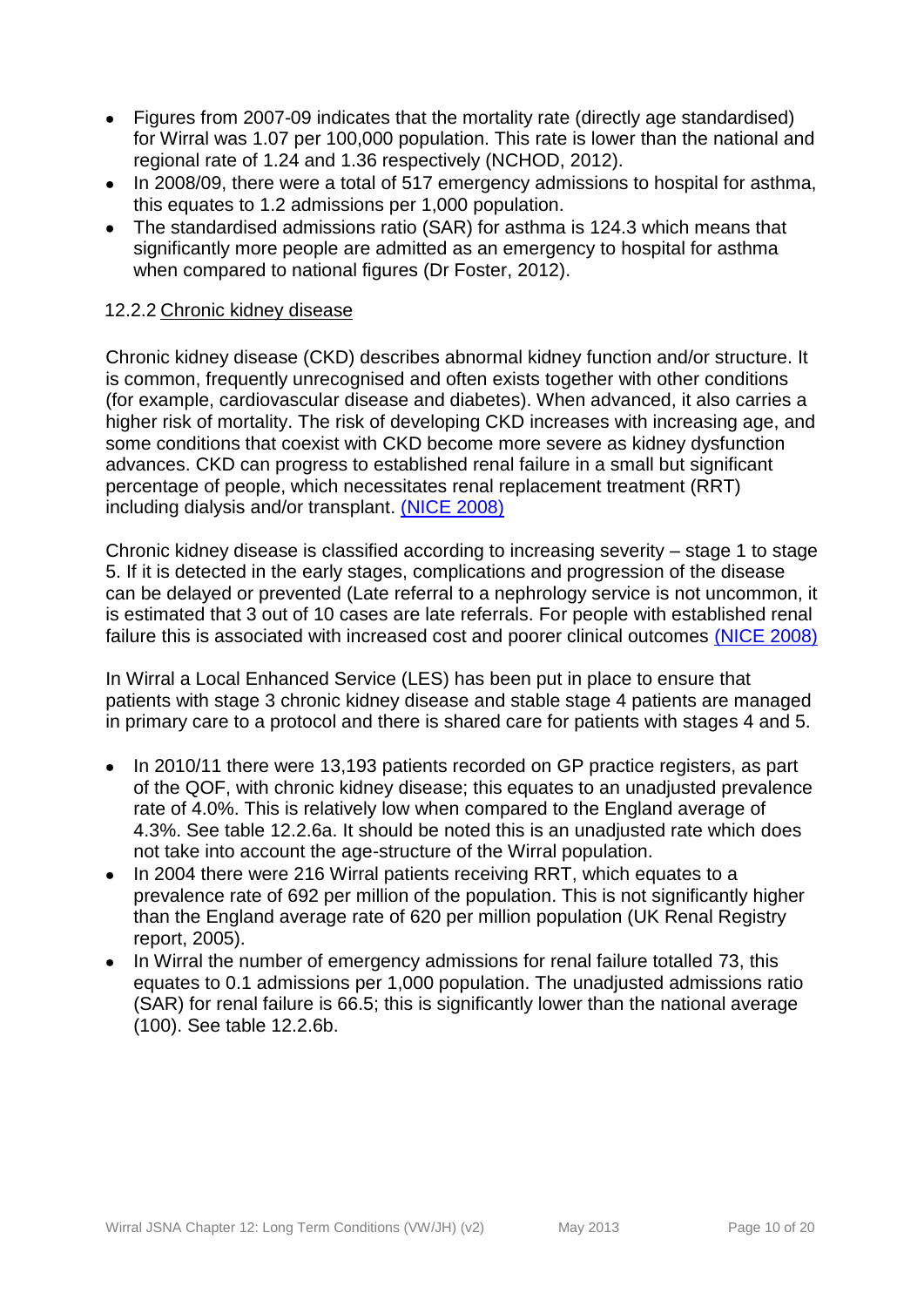- Figures from 2007-09 indicates that the mortality rate (directly age standardised) for Wirral was 1.07 per 100,000 population. This rate is lower than the national and regional rate of 1.24 and 1.36 respectively (NCHOD, 2012).
- In 2008/09, there were a total of 517 emergency admissions to hospital for asthma, this equates to 1.2 admissions per 1,000 population.
- The standardised admissions ratio (SAR) for asthma is 124.3 which means that significantly more people are admitted as an emergency to hospital for asthma when compared to national figures (Dr Foster, 2012).

### 12.2.2 Chronic kidney disease

Chronic kidney disease (CKD) describes abnormal kidney function and/or structure. It is common, frequently unrecognised and often exists together with other conditions (for example, cardiovascular disease and diabetes). When advanced, it also carries a higher risk of mortality. The risk of developing CKD increases with increasing age, and some conditions that coexist with CKD become more severe as kidney dysfunction advances. CKD can progress to established renal failure in a small but significant percentage of people, which necessitates renal replacement treatment (RRT) including dialysis and/or transplant. [(NICE 2008)]

Chronic kidney disease is classified according to increasing severity – stage 1 to stage 5. If it is detected in the early stages, complications and progression of the disease can be delayed or prevented (Late referral to a nephrology service is not uncommon, it is estimated that 3 out of 10 cases are late referrals. For people with established renal failure this is associated with increased cost and poorer clinical outcomes [(NICE 2008)]

In Wirral a Local Enhanced Service (LES) has been put in place to ensure that patients with stage 3 chronic kidney disease and stable stage 4 patients are managed in primary care to a protocol and there is shared care for patients with stages 4 and 5.

- In 2010/11 there were 13,193 patients recorded on GP practice registers, as part of the QOF, with chronic kidney disease; this equates to an unadjusted prevalence rate of 4.0%. This is relatively low when compared to the England average of 4.3%. See table 12.2.6a. It should be noted this is an unadjusted rate which does not take into account the age-structure of the Wirral population.
- In 2004 there were 216 Wirral patients receiving RRT, which equates to a prevalence rate of 692 per million of the population. This is not significantly higher than the England average rate of 620 per million population (UK Renal Registry report, 2005).
- In Wirral the number of emergency admissions for renal failure totalled 73, this equates to 0.1 admissions per 1,000 population. The unadjusted admissions ratio (SAR) for renal failure is 66.5; this is significantly lower than the national average (100). See table 12.2.6b.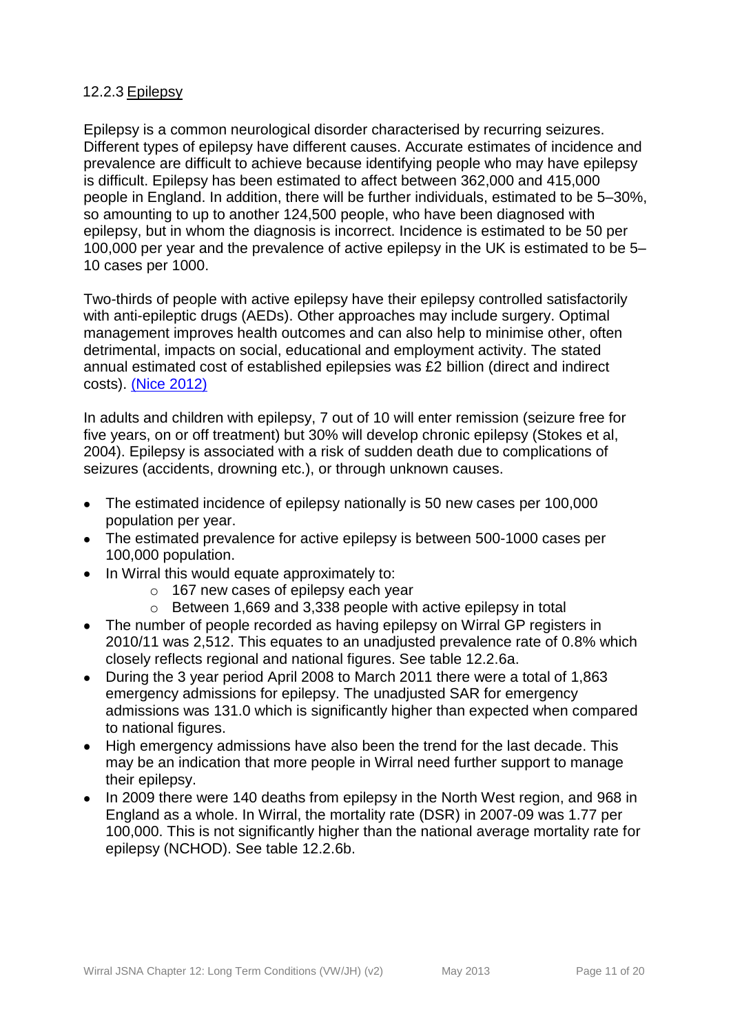### 12.2.3 Epilepsy

Epilepsy is a common neurological disorder characterised by recurring seizures. Different types of epilepsy have different causes. Accurate estimates of incidence and prevalence are difficult to achieve because identifying people who may have epilepsy is difficult. Epilepsy has been estimated to affect between 362,000 and 415,000 people in England. In addition, there will be further individuals, estimated to be 5–30%, so amounting to up to another 124,500 people, who have been diagnosed with epilepsy, but in whom the diagnosis is incorrect. Incidence is estimated to be 50 per 100,000 per year and the prevalence of active epilepsy in the UK is estimated to be 5–10 cases per 1000.

Two-thirds of people with active epilepsy have their epilepsy controlled satisfactorily with anti-epileptic drugs (AEDs). Other approaches may include surgery. Optimal management improves health outcomes and can also help to minimise other, often detrimental, impacts on social, educational and employment activity. The stated annual estimated cost of established epilepsies was £2 billion (direct and indirect costs). (Nice 2012)

In adults and children with epilepsy, 7 out of 10 will enter remission (seizure free for five years, on or off treatment) but 30% will develop chronic epilepsy (Stokes et al, 2004). Epilepsy is associated with a risk of sudden death due to complications of seizures (accidents, drowning etc.), or through unknown causes.

- The estimated incidence of epilepsy nationally is 50 new cases per 100,000 population per year.
- The estimated prevalence for active epilepsy is between 500-1000 cases per 100,000 population.
- In Wirral this would equate approximately to:
  - 167 new cases of epilepsy each year
  - Between 1,669 and 3,338 people with active epilepsy in total
- The number of people recorded as having epilepsy on Wirral GP registers in 2010/11 was 2,512. This equates to an unadjusted prevalence rate of 0.8% which closely reflects regional and national figures. See table 12.2.6a.
- During the 3 year period April 2008 to March 2011 there were a total of 1,863 emergency admissions for epilepsy. The unadjusted SAR for emergency admissions was 131.0 which is significantly higher than expected when compared to national figures.
- High emergency admissions have also been the trend for the last decade. This may be an indication that more people in Wirral need further support to manage their epilepsy.
- In 2009 there were 140 deaths from epilepsy in the North West region, and 968 in England as a whole. In Wirral, the mortality rate (DSR) in 2007-09 was 1.77 per 100,000. This is not significantly higher than the national average mortality rate for epilepsy (NCHOD). See table 12.2.6b.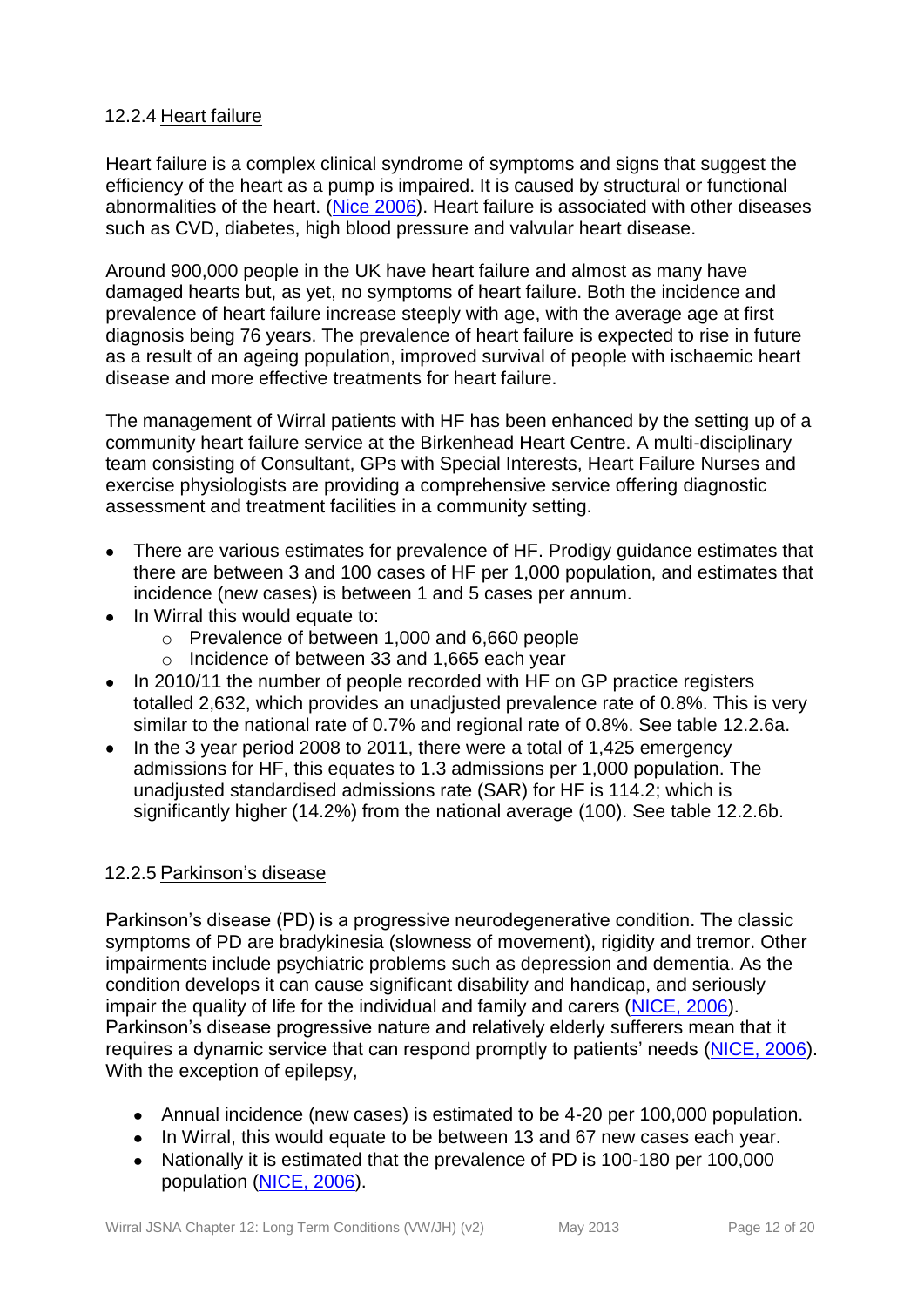### 12.2.4 Heart failure

Heart failure is a complex clinical syndrome of symptoms and signs that suggest the efficiency of the heart as a pump is impaired. It is caused by structural or functional abnormalities of the heart. (Nice 2006). Heart failure is associated with other diseases such as CVD, diabetes, high blood pressure and valvular heart disease.

Around 900,000 people in the UK have heart failure and almost as many have damaged hearts but, as yet, no symptoms of heart failure. Both the incidence and prevalence of heart failure increase steeply with age, with the average age at first diagnosis being 76 years. The prevalence of heart failure is expected to rise in future as a result of an ageing population, improved survival of people with ischaemic heart disease and more effective treatments for heart failure.

The management of Wirral patients with HF has been enhanced by the setting up of a community heart failure service at the Birkenhead Heart Centre. A multi-disciplinary team consisting of Consultant, GPs with Special Interests, Heart Failure Nurses and exercise physiologists are providing a comprehensive service offering diagnostic assessment and treatment facilities in a community setting.

- There are various estimates for prevalence of HF. Prodigy guidance estimates that there are between 3 and 100 cases of HF per 1,000 population, and estimates that incidence (new cases) is between 1 and 5 cases per annum.
- In Wirral this would equate to:
  - Prevalence of between 1,000 and 6,660 people
  - Incidence of between 33 and 1,665 each year
- In 2010/11 the number of people recorded with HF on GP practice registers totalled 2,632, which provides an unadjusted prevalence rate of 0.8%. This is very similar to the national rate of 0.7% and regional rate of 0.8%. See table 12.2.6a.
- In the 3 year period 2008 to 2011, there were a total of 1,425 emergency admissions for HF, this equates to 1.3 admissions per 1,000 population. The unadjusted standardised admissions rate (SAR) for HF is 114.2; which is significantly higher (14.2%) from the national average (100). See table 12.2.6b.

### 12.2.5 Parkinson's disease

Parkinson's disease (PD) is a progressive neurodegenerative condition. The classic symptoms of PD are bradykinesia (slowness of movement), rigidity and tremor. Other impairments include psychiatric problems such as depression and dementia. As the condition develops it can cause significant disability and handicap, and seriously impair the quality of life for the individual and family and carers (NICE, 2006). Parkinson's disease progressive nature and relatively elderly sufferers mean that it requires a dynamic service that can respond promptly to patients' needs (NICE, 2006). With the exception of epilepsy,

- Annual incidence (new cases) is estimated to be 4-20 per 100,000 population.
- In Wirral, this would equate to be between 13 and 67 new cases each year.
- Nationally it is estimated that the prevalence of PD is 100-180 per 100,000 population (NICE, 2006).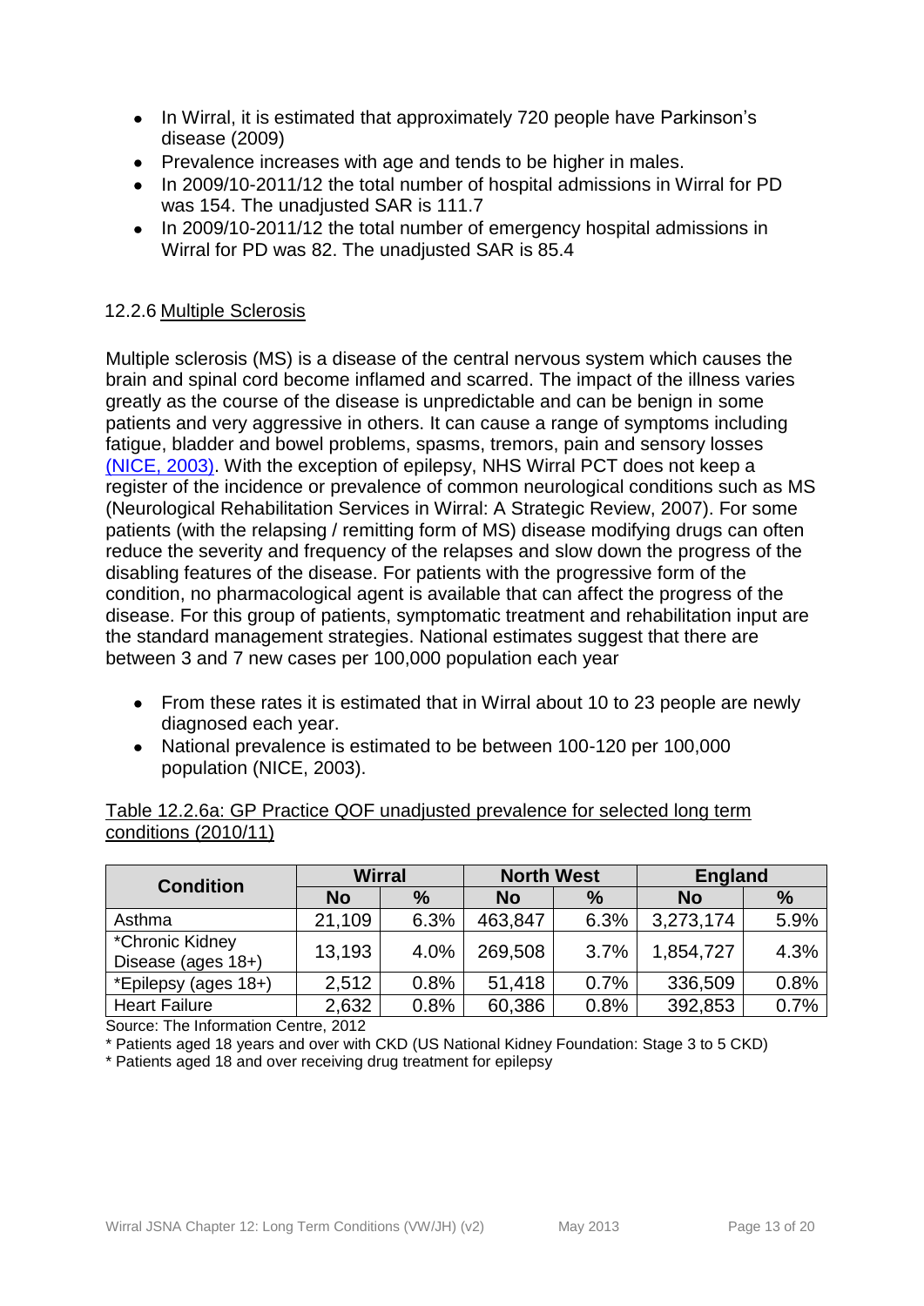- In Wirral, it is estimated that approximately 720 people have Parkinson's disease (2009)
- Prevalence increases with age and tends to be higher in males.
- In 2009/10-2011/12 the total number of hospital admissions in Wirral for PD was 154. The unadjusted SAR is 111.7
- In 2009/10-2011/12 the total number of emergency hospital admissions in Wirral for PD was 82. The unadjusted SAR is 85.4

### 12.2.6 Multiple Sclerosis

Multiple sclerosis (MS) is a disease of the central nervous system which causes the brain and spinal cord become inflamed and scarred. The impact of the illness varies greatly as the course of the disease is unpredictable and can be benign in some patients and very aggressive in others. It can cause a range of symptoms including fatigue, bladder and bowel problems, spasms, tremors, pain and sensory losses (NICE, 2003). With the exception of epilepsy, NHS Wirral PCT does not keep a register of the incidence or prevalence of common neurological conditions such as MS (Neurological Rehabilitation Services in Wirral: A Strategic Review, 2007). For some patients (with the relapsing / remitting form of MS) disease modifying drugs can often reduce the severity and frequency of the relapses and slow down the progress of the disabling features of the disease. For patients with the progressive form of the condition, no pharmacological agent is available that can affect the progress of the disease. For this group of patients, symptomatic treatment and rehabilitation input are the standard management strategies. National estimates suggest that there are between 3 and 7 new cases per 100,000 population each year

- From these rates it is estimated that in Wirral about 10 to 23 people are newly diagnosed each year.
- National prevalence is estimated to be between 100-120 per 100,000 population (NICE, 2003).

Table 12.2.6a: GP Practice QOF unadjusted prevalence for selected long term conditions (2010/11)

| Condition | Wirral | | North West | | England | |
|---|---|---|---|---|---|---|
| | No | % | No | % | No | % |
| Asthma | 21,109 | 6.3% | 463,847 | 6.3% | 3,273,174 | 5.9% |
| *Chronic Kidney Disease (ages 18+) | 13,193 | 4.0% | 269,508 | 3.7% | 1,854,727 | 4.3% |
| *Epilepsy (ages 18+) | 2,512 | 0.8% | 51,418 | 0.7% | 336,509 | 0.8% |
| Heart Failure | 2,632 | 0.8% | 60,386 | 0.8% | 392,853 | 0.7% |

Source: The Information Centre, 2012

* Patients aged 18 years and over with CKD (US National Kidney Foundation: Stage 3 to 5 CKD)

* Patients aged 18 and over receiving drug treatment for epilepsy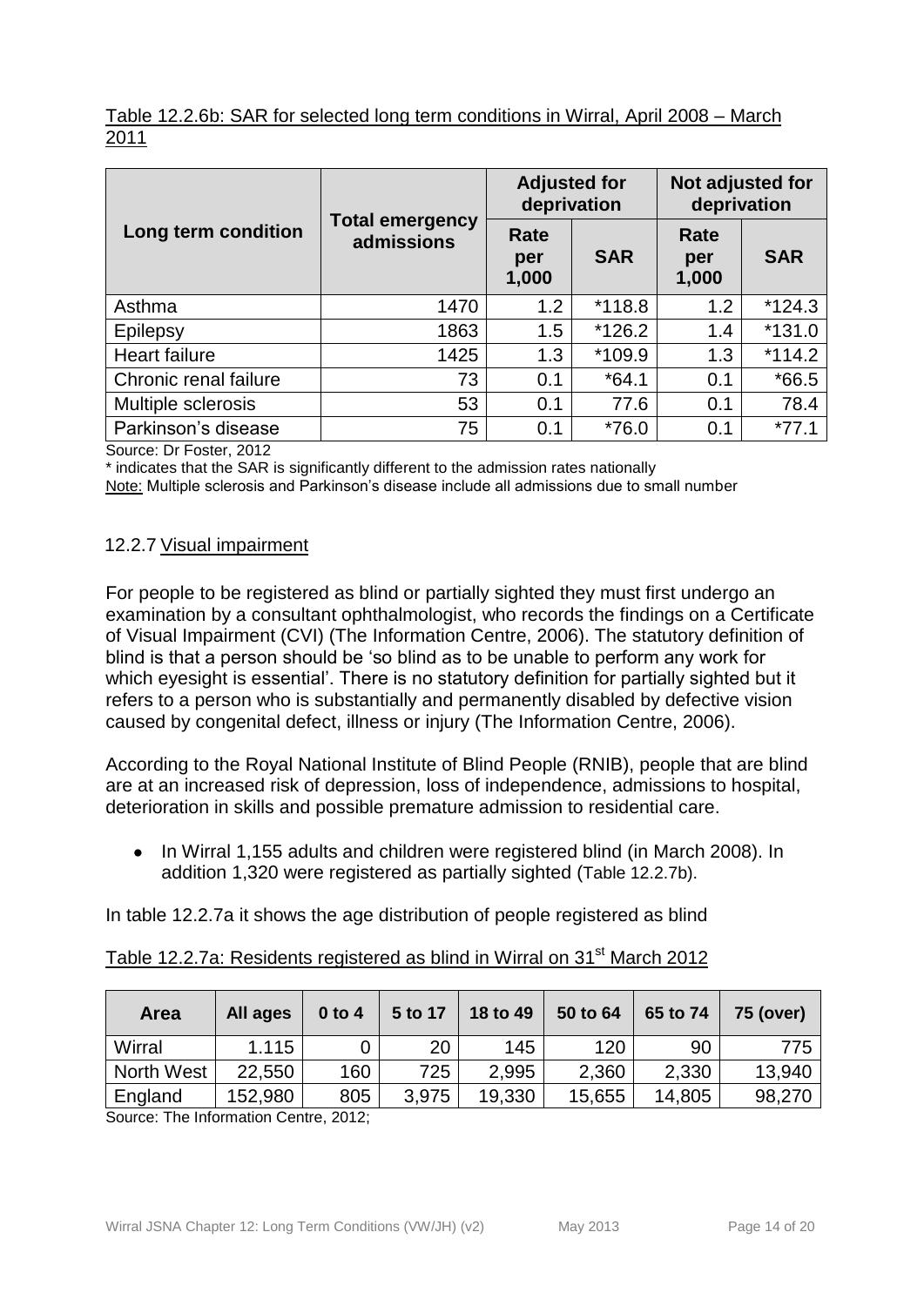Table 12.2.6b: SAR for selected long term conditions in Wirral, April 2008 – March 2011

| Long term condition | Total emergency admissions | Adjusted for deprivation | | Not adjusted for deprivation | |
|---|---|---|---|---|---|
| | | Rate per 1,000 | SAR | Rate per 1,000 | SAR |
| Asthma | 1470 | 1.2 | *118.8 | 1.2 | *124.3 |
| Epilepsy | 1863 | 1.5 | *126.2 | 1.4 | *131.0 |
| Heart failure | 1425 | 1.3 | *109.9 | 1.3 | *114.2 |
| Chronic renal failure | 73 | 0.1 | *64.1 | 0.1 | *66.5 |
| Multiple sclerosis | 53 | 0.1 | 77.6 | 0.1 | 78.4 |
| Parkinson's disease | 75 | 0.1 | *76.0 | 0.1 | *77.1 |

Source: Dr Foster, 2012

* indicates that the SAR is significantly different to the admission rates nationally

Note: Multiple sclerosis and Parkinson's disease include all admissions due to small number

### 12.2.7 Visual impairment

For people to be registered as blind or partially sighted they must first undergo an examination by a consultant ophthalmologist, who records the findings on a Certificate of Visual Impairment (CVI) (The Information Centre, 2006). The statutory definition of blind is that a person should be 'so blind as to be unable to perform any work for which eyesight is essential'. There is no statutory definition for partially sighted but it refers to a person who is substantially and permanently disabled by defective vision caused by congenital defect, illness or injury (The Information Centre, 2006).

According to the Royal National Institute of Blind People (RNIB), people that are blind are at an increased risk of depression, loss of independence, admissions to hospital, deterioration in skills and possible premature admission to residential care.

- In Wirral 1,155 adults and children were registered blind (in March 2008). In addition 1,320 were registered as partially sighted (Table 12.2.7b).

In table 12.2.7a it shows the age distribution of people registered as blind

Table 12.2.7a: Residents registered as blind in Wirral on 31st March 2012

| Area | All ages | 0 to 4 | 5 to 17 | 18 to 49 | 50 to 64 | 65 to 74 | 75 (over) |
|---|---|---|---|---|---|---|---|
| Wirral | 1.115 | 0 | 20 | 145 | 120 | 90 | 775 |
| North West | 22,550 | 160 | 725 | 2,995 | 2,360 | 2,330 | 13,940 |
| England | 152,980 | 805 | 3,975 | 19,330 | 15,655 | 14,805 | 98,270 |

Source: The Information Centre, 2012;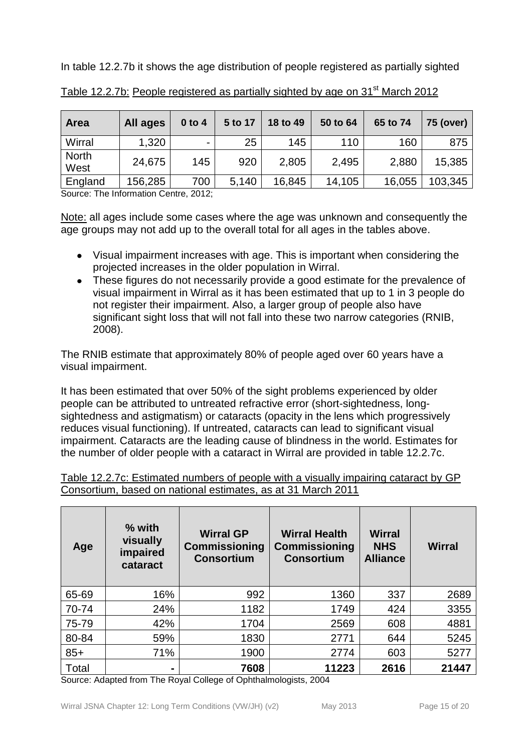In table 12.2.7b it shows the age distribution of people registered as partially sighted

Table 12.2.7b: People registered as partially sighted by age on 31st March 2012

| Area | All ages | 0 to 4 | 5 to 17 | 18 to 49 | 50 to 64 | 65 to 74 | 75 (over) |
|---|---|---|---|---|---|---|---|
| Wirral | 1,320 | - | 25 | 145 | 110 | 160 | 875 |
| North West | 24,675 | 145 | 920 | 2,805 | 2,495 | 2,880 | 15,385 |
| England | 156,285 | 700 | 5,140 | 16,845 | 14,105 | 16,055 | 103,345 |

Source: The Information Centre, 2012;

Note: all ages include some cases where the age was unknown and consequently the age groups may not add up to the overall total for all ages in the tables above.

- Visual impairment increases with age. This is important when considering the projected increases in the older population in Wirral.
- These figures do not necessarily provide a good estimate for the prevalence of visual impairment in Wirral as it has been estimated that up to 1 in 3 people do not register their impairment. Also, a larger group of people also have significant sight loss that will not fall into these two narrow categories (RNIB, 2008).

The RNIB estimate that approximately 80% of people aged over 60 years have a visual impairment.

It has been estimated that over 50% of the sight problems experienced by older people can be attributed to untreated refractive error (short-sightedness, long-sightedness and astigmatism) or cataracts (opacity in the lens which progressively reduces visual functioning). If untreated, cataracts can lead to significant visual impairment. Cataracts are the leading cause of blindness in the world. Estimates for the number of older people with a cataract in Wirral are provided in table 12.2.7c.

Table 12.2.7c: Estimated numbers of people with a visually impairing cataract by GP Consortium, based on national estimates, as at 31 March 2011

| Age | % with visually impaired cataract | Wirral GP Commissioning Consortium | Wirral Health Commissioning Consortium | Wirral NHS Alliance | Wirral |
|---|---|---|---|---|---|
| 65-69 | 16% | 992 | 1360 | 337 | 2689 |
| 70-74 | 24% | 1182 | 1749 | 424 | 3355 |
| 75-79 | 42% | 1704 | 2569 | 608 | 4881 |
| 80-84 | 59% | 1830 | 2771 | 644 | 5245 |
| 85+ | 71% | 1900 | 2774 | 603 | 5277 |
| Total | - | **7608** | **11223** | **2616** | **21447** |

Source: Adapted from The Royal College of Ophthalmologists, 2004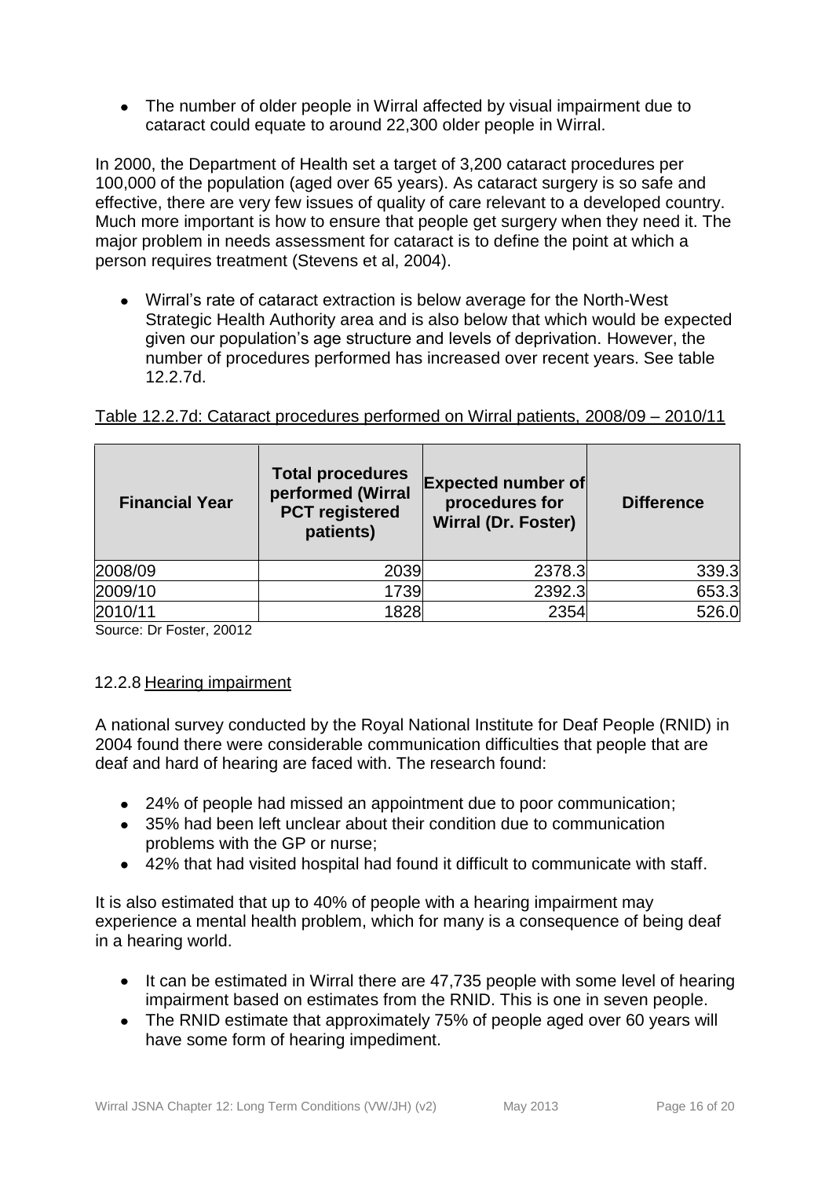- The number of older people in Wirral affected by visual impairment due to cataract could equate to around 22,300 older people in Wirral.

In 2000, the Department of Health set a target of 3,200 cataract procedures per 100,000 of the population (aged over 65 years). As cataract surgery is so safe and effective, there are very few issues of quality of care relevant to a developed country. Much more important is how to ensure that people get surgery when they need it. The major problem in needs assessment for cataract is to define the point at which a person requires treatment (Stevens et al, 2004).

- Wirral's rate of cataract extraction is below average for the North-West Strategic Health Authority area and is also below that which would be expected given our population's age structure and levels of deprivation. However, the number of procedures performed has increased over recent years. See table 12.2.7d.

Table 12.2.7d: Cataract procedures performed on Wirral patients, 2008/09 – 2010/11

| Financial Year | Total procedures performed (Wirral PCT registered patients) | Expected number of procedures for Wirral (Dr. Foster) | Difference |
|---|---|---|---|
| 2008/09 | 2039 | 2378.3 | 339.3 |
| 2009/10 | 1739 | 2392.3 | 653.3 |
| 2010/11 | 1828 | 2354 | 526.0 |

Source: Dr Foster, 20012

## 12.2.8 Hearing impairment

A national survey conducted by the Royal National Institute for Deaf People (RNID) in 2004 found there were considerable communication difficulties that people that are deaf and hard of hearing are faced with. The research found:

- 24% of people had missed an appointment due to poor communication;
- 35% had been left unclear about their condition due to communication problems with the GP or nurse;
- 42% that had visited hospital had found it difficult to communicate with staff.

It is also estimated that up to 40% of people with a hearing impairment may experience a mental health problem, which for many is a consequence of being deaf in a hearing world.

- It can be estimated in Wirral there are 47,735 people with some level of hearing impairment based on estimates from the RNID. This is one in seven people.
- The RNID estimate that approximately 75% of people aged over 60 years will have some form of hearing impediment.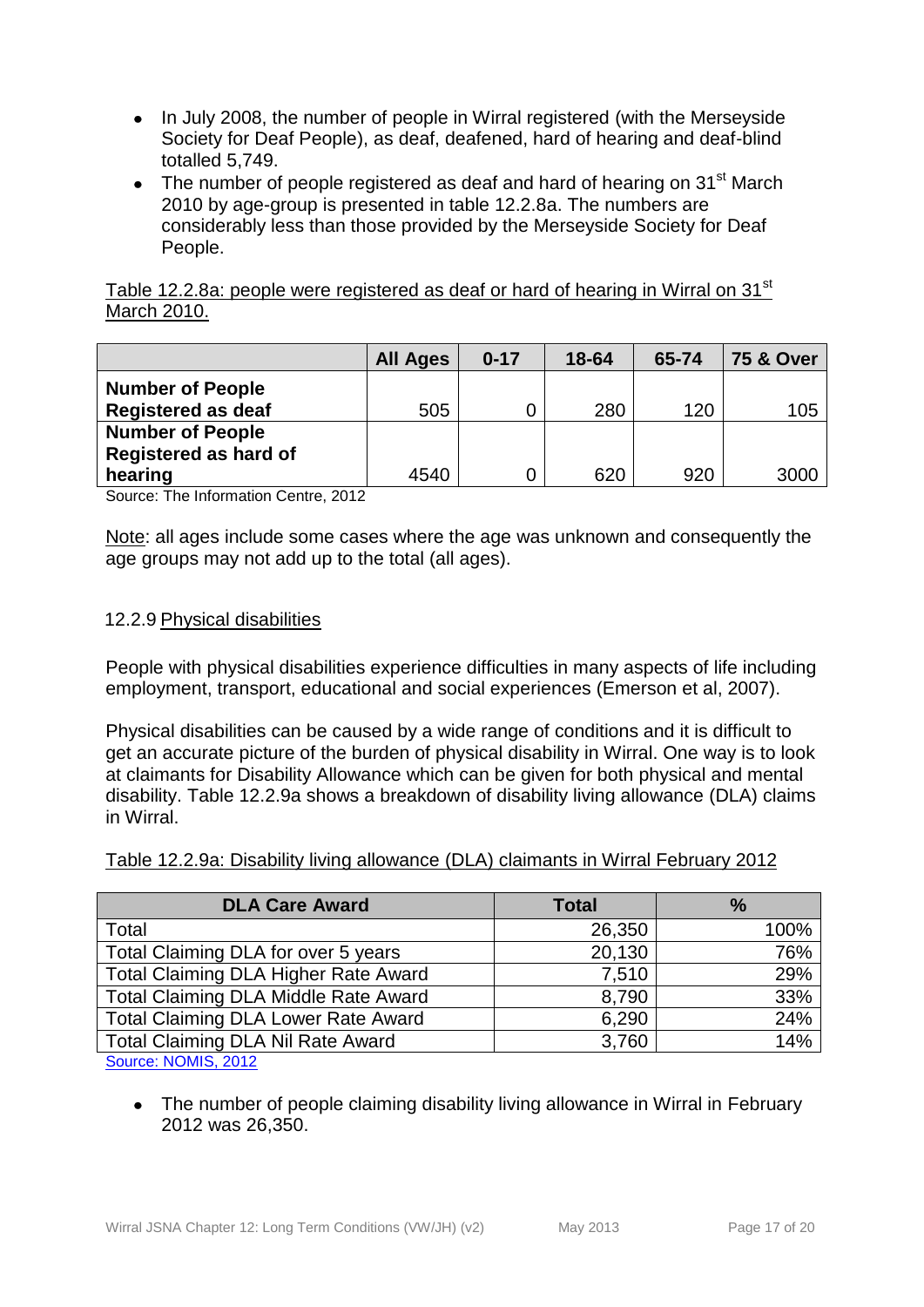- In July 2008, the number of people in Wirral registered (with the Merseyside Society for Deaf People), as deaf, deafened, hard of hearing and deaf-blind totalled 5,749.
- The number of people registered as deaf and hard of hearing on 31st March 2010 by age-group is presented in table 12.2.8a. The numbers are considerably less than those provided by the Merseyside Society for Deaf People.

Table 12.2.8a: people were registered as deaf or hard of hearing in Wirral on 31st March 2010.

| | All Ages | 0-17 | 18-64 | 65-74 | 75 & Over |
|---|---|---|---|---|---|
| **Number of People Registered as deaf** | 505 | 0 | 280 | 120 | 105 |
| **Number of People Registered as hard of hearing** | 4540 | 0 | 620 | 920 | 3000 |

Source: The Information Centre, 2012

Note: all ages include some cases where the age was unknown and consequently the age groups may not add up to the total (all ages).

### 12.2.9 Physical disabilities

People with physical disabilities experience difficulties in many aspects of life including employment, transport, educational and social experiences (Emerson et al, 2007).

Physical disabilities can be caused by a wide range of conditions and it is difficult to get an accurate picture of the burden of physical disability in Wirral. One way is to look at claimants for Disability Allowance which can be given for both physical and mental disability. Table 12.2.9a shows a breakdown of disability living allowance (DLA) claims in Wirral.

Table 12.2.9a: Disability living allowance (DLA) claimants in Wirral February 2012

| DLA Care Award | Total | % |
|---|---|---|
| Total | 26,350 | 100% |
| Total Claiming DLA for over 5 years | 20,130 | 76% |
| Total Claiming DLA Higher Rate Award | 7,510 | 29% |
| Total Claiming DLA Middle Rate Award | 8,790 | 33% |
| Total Claiming DLA Lower Rate Award | 6,290 | 24% |
| Total Claiming DLA Nil Rate Award | 3,760 | 14% |

Source: NOMIS, 2012

- The number of people claiming disability living allowance in Wirral in February 2012 was 26,350.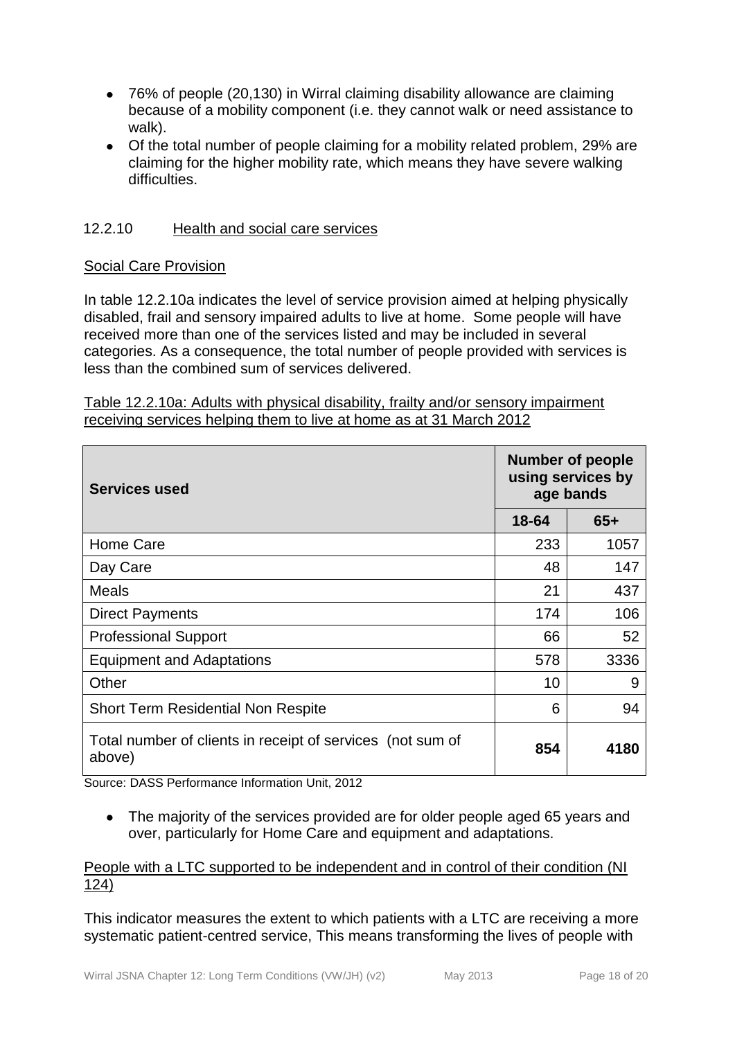- 76% of people (20,130) in Wirral claiming disability allowance are claiming because of a mobility component (i.e. they cannot walk or need assistance to walk).
- Of the total number of people claiming for a mobility related problem, 29% are claiming for the higher mobility rate, which means they have severe walking difficulties.

### 12.2.10 Health and social care services

Social Care Provision

In table 12.2.10a indicates the level of service provision aimed at helping physically disabled, frail and sensory impaired adults to live at home. Some people will have received more than one of the services listed and may be included in several categories. As a consequence, the total number of people provided with services is less than the combined sum of services delivered.

Table 12.2.10a: Adults with physical disability, frailty and/or sensory impairment receiving services helping them to live at home as at 31 March 2012

| Services used | Number of people using services by age bands | |
|---|---|---|
| | 18-64 | 65+ |
| Home Care | 233 | 1057 |
| Day Care | 48 | 147 |
| Meals | 21 | 437 |
| Direct Payments | 174 | 106 |
| Professional Support | 66 | 52 |
| Equipment and Adaptations | 578 | 3336 |
| Other | 10 | 9 |
| Short Term Residential Non Respite | 6 | 94 |
| Total number of clients in receipt of services (not sum of above) | **854** | **4180** |

Source: DASS Performance Information Unit, 2012

- The majority of the services provided are for older people aged 65 years and over, particularly for Home Care and equipment and adaptations.

People with a LTC supported to be independent and in control of their condition (NI 124)

This indicator measures the extent to which patients with a LTC are receiving a more systematic patient-centred service, This means transforming the lives of people with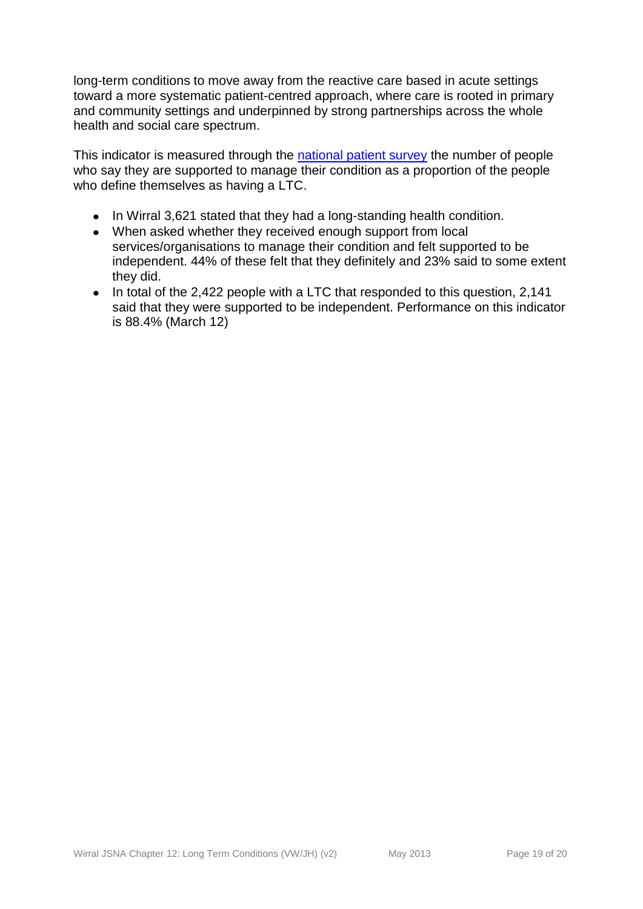long-term conditions to move away from the reactive care based in acute settings toward a more systematic patient-centred approach, where care is rooted in primary and community settings and underpinned by strong partnerships across the whole health and social care spectrum.

This indicator is measured through the national patient survey the number of people who say they are supported to manage their condition as a proportion of the people who define themselves as having a LTC.

- In Wirral 3,621 stated that they had a long-standing health condition.
- When asked whether they received enough support from local services/organisations to manage their condition and felt supported to be independent. 44% of these felt that they definitely and 23% said to some extent they did.
- In total of the 2,422 people with a LTC that responded to this question, 2,141 said that they were supported to be independent. Performance on this indicator is 88.4% (March 12)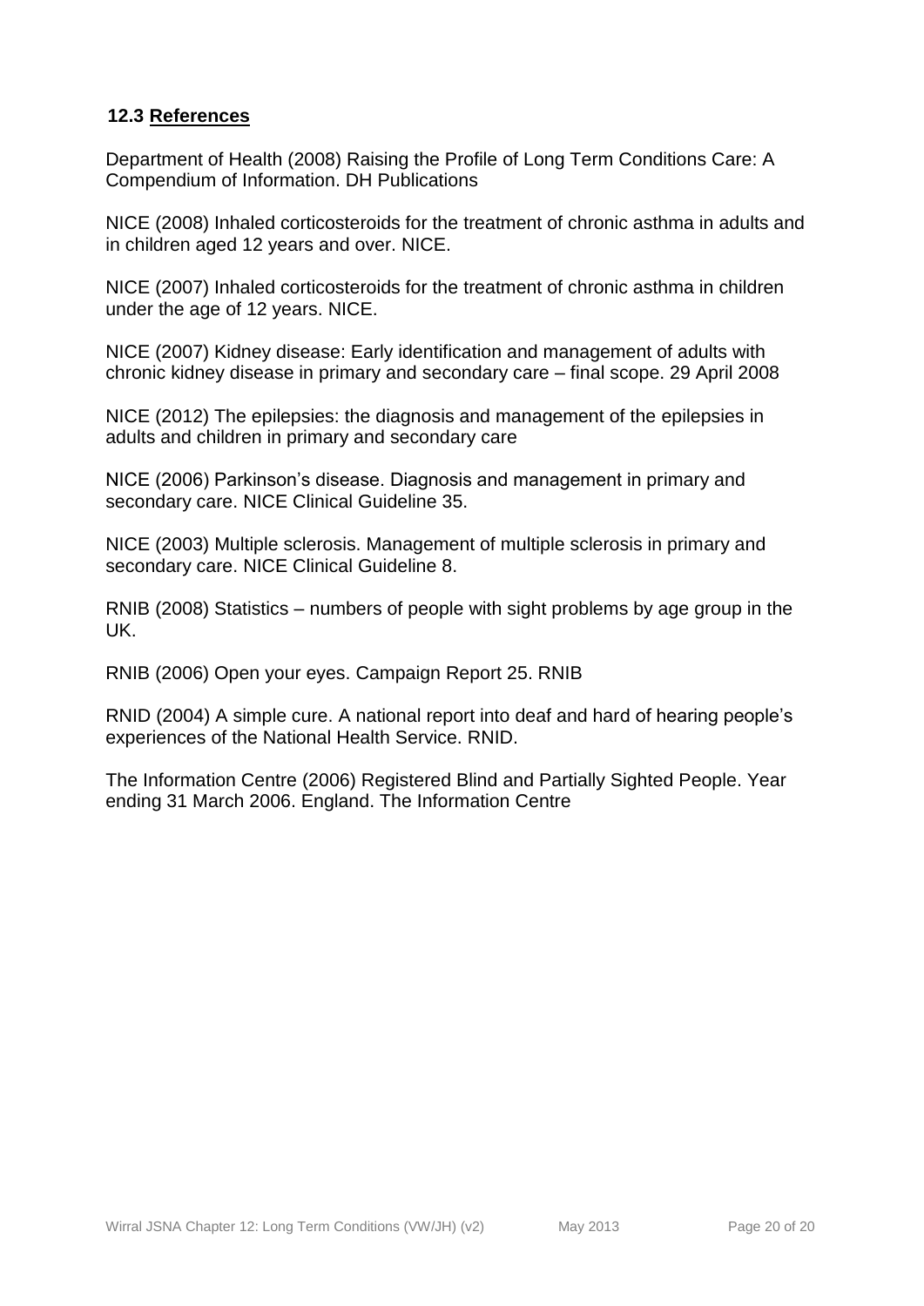## 12.3 References

Department of Health (2008) Raising the Profile of Long Term Conditions Care: A Compendium of Information. DH Publications

NICE (2008) Inhaled corticosteroids for the treatment of chronic asthma in adults and in children aged 12 years and over. NICE.

NICE (2007) Inhaled corticosteroids for the treatment of chronic asthma in children under the age of 12 years. NICE.

NICE (2007) Kidney disease: Early identification and management of adults with chronic kidney disease in primary and secondary care – final scope. 29 April 2008

NICE (2012) The epilepsies: the diagnosis and management of the epilepsies in adults and children in primary and secondary care

NICE (2006) Parkinson's disease. Diagnosis and management in primary and secondary care. NICE Clinical Guideline 35.

NICE (2003) Multiple sclerosis. Management of multiple sclerosis in primary and secondary care. NICE Clinical Guideline 8.

RNIB (2008) Statistics – numbers of people with sight problems by age group in the UK.

RNIB (2006) Open your eyes. Campaign Report 25. RNIB

RNID (2004) A simple cure. A national report into deaf and hard of hearing people's experiences of the National Health Service. RNID.

The Information Centre (2006) Registered Blind and Partially Sighted People. Year ending 31 March 2006. England. The Information Centre